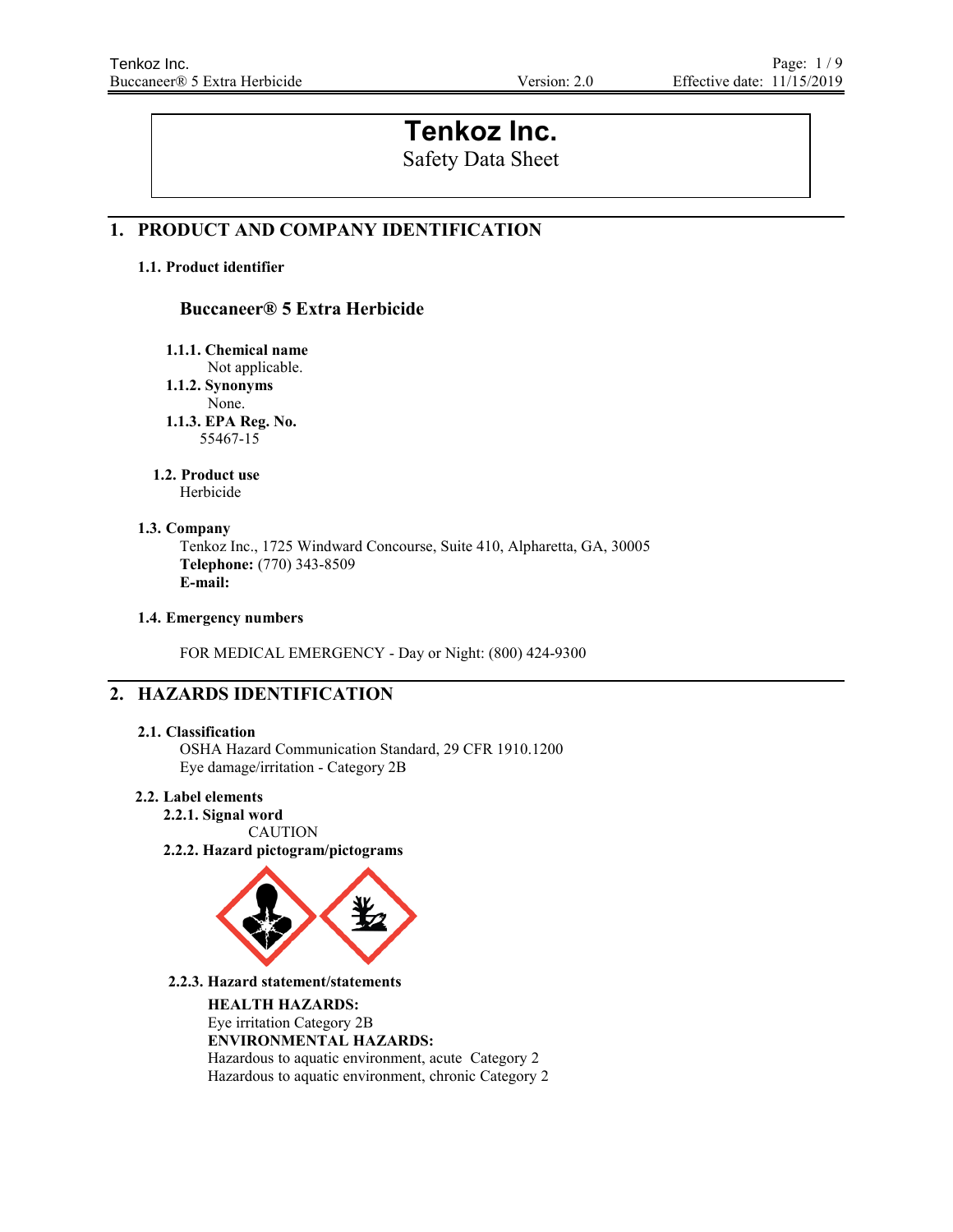# Tenkoz Inc.

Safety Data Sheet

## 1. PRODUCT AND COMPANY IDENTIFICATION

### 1.1. Product identifier

**Buccaneer® 5 Extra Herbicide**

**1.1.1. Chemical name**
Not applicable.

**1.1.2. Synonyms**
None.

**1.1.3. EPA Reg. No.**
55467-15

### 1.2. Product use

Herbicide

### 1.3. Company

Tenkoz Inc., 1725 Windward Concourse, Suite 410, Alpharetta, GA, 30005
**Telephone:** (770) 343-8509
**E-mail:**

### 1.4. Emergency numbers

FOR MEDICAL EMERGENCY - Day or Night: (800) 424-9300

## 2. HAZARDS IDENTIFICATION

### 2.1. Classification

OSHA Hazard Communication Standard, 29 CFR 1910.1200
Eye damage/irritation - Category 2B

### 2.2. Label elements

**2.2.1. Signal word**
CAUTION

**2.2.2. Hazard pictogram/pictograms**

**2.2.3. Hazard statement/statements**

**HEALTH HAZARDS:**
Eye irritation Category 2B
**ENVIRONMENTAL HAZARDS:**
Hazardous to aquatic environment, acute Category 2
Hazardous to aquatic environment, chronic Category 2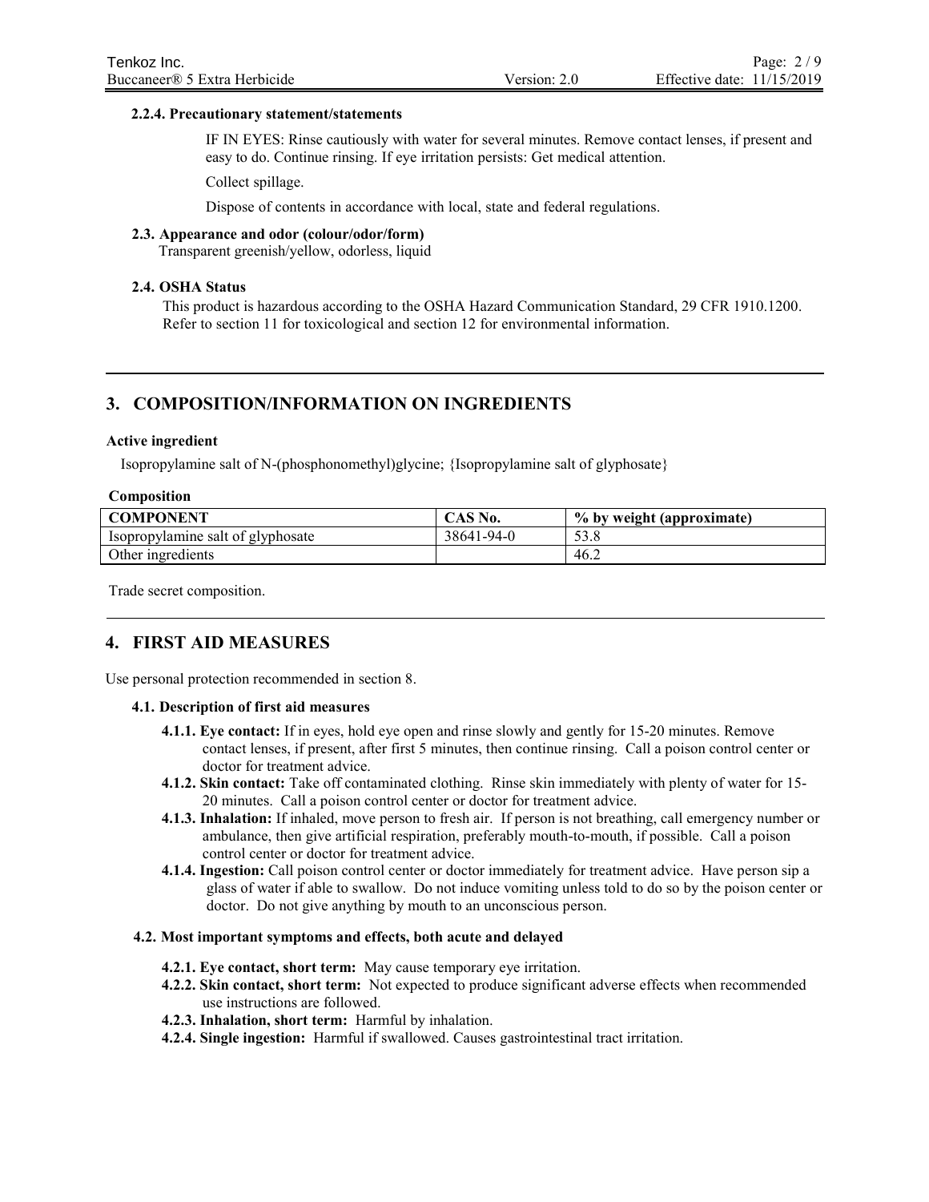#### 2.2.4. Precautionary statement/statements

IF IN EYES: Rinse cautiously with water for several minutes. Remove contact lenses, if present and easy to do. Continue rinsing. If eye irritation persists: Get medical attention.

Collect spillage.

Dispose of contents in accordance with local, state and federal regulations.

### 2.3. Appearance and odor (colour/odor/form)

Transparent greenish/yellow, odorless, liquid

### 2.4. OSHA Status

This product is hazardous according to the OSHA Hazard Communication Standard, 29 CFR 1910.1200. Refer to section 11 for toxicological and section 12 for environmental information.

## 3. COMPOSITION/INFORMATION ON INGREDIENTS

**Active ingredient**

Isopropylamine salt of N-(phosphonomethyl)glycine; {Isopropylamine salt of glyphosate}

**Composition**

| COMPONENT | CAS No. | % by weight (approximate) |
|---|---|---|
| Isopropylamine salt of glyphosate | 38641-94-0 | 53.8 |
| Other ingredients | | 46.2 |

Trade secret composition.

## 4. FIRST AID MEASURES

Use personal protection recommended in section 8.

### 4.1. Description of first aid measures

- **4.1.1. Eye contact:** If in eyes, hold eye open and rinse slowly and gently for 15-20 minutes. Remove contact lenses, if present, after first 5 minutes, then continue rinsing. Call a poison control center or doctor for treatment advice.
- **4.1.2. Skin contact:** Take off contaminated clothing. Rinse skin immediately with plenty of water for 15-20 minutes. Call a poison control center or doctor for treatment advice.
- **4.1.3. Inhalation:** If inhaled, move person to fresh air. If person is not breathing, call emergency number or ambulance, then give artificial respiration, preferably mouth-to-mouth, if possible. Call a poison control center or doctor for treatment advice.
- **4.1.4. Ingestion:** Call poison control center or doctor immediately for treatment advice. Have person sip a glass of water if able to swallow. Do not induce vomiting unless told to do so by the poison center or doctor. Do not give anything by mouth to an unconscious person.

### 4.2. Most important symptoms and effects, both acute and delayed

- **4.2.1. Eye contact, short term:** May cause temporary eye irritation.
- **4.2.2. Skin contact, short term:** Not expected to produce significant adverse effects when recommended use instructions are followed.
- **4.2.3. Inhalation, short term:** Harmful by inhalation.
- **4.2.4. Single ingestion:** Harmful if swallowed. Causes gastrointestinal tract irritation.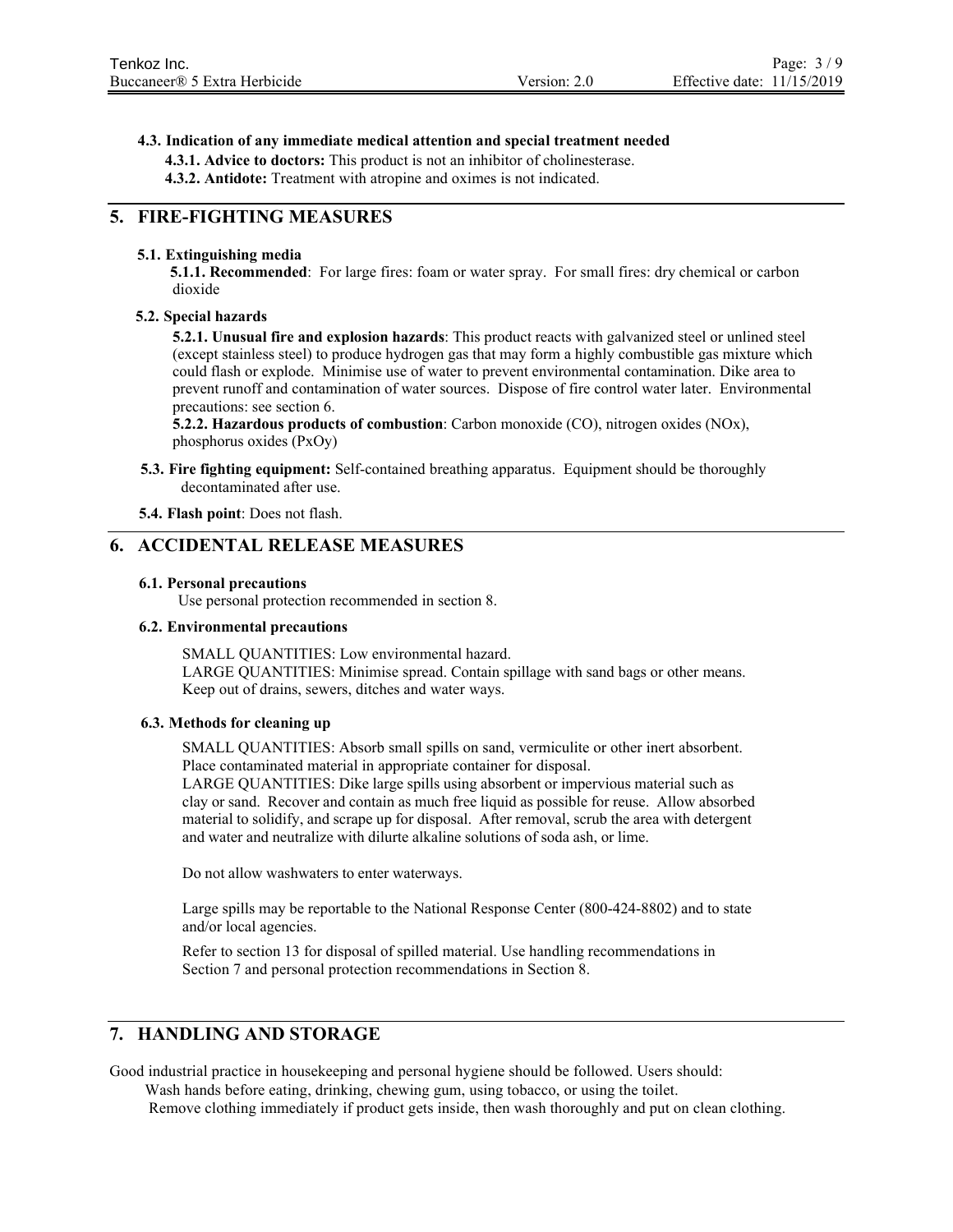**4.3. Indication of any immediate medical attention and special treatment needed**

**4.3.1. Advice to doctors:** This product is not an inhibitor of cholinesterase.

**4.3.2. Antidote:** Treatment with atropine and oximes is not indicated.

## 5. FIRE-FIGHTING MEASURES

**5.1. Extinguishing media**

**5.1.1. Recommended**: For large fires: foam or water spray. For small fires: dry chemical or carbon dioxide

**5.2. Special hazards**

**5.2.1. Unusual fire and explosion hazards**: This product reacts with galvanized steel or unlined steel (except stainless steel) to produce hydrogen gas that may form a highly combustible gas mixture which could flash or explode. Minimise use of water to prevent environmental contamination. Dike area to prevent runoff and contamination of water sources. Dispose of fire control water later. Environmental precautions: see section 6.

**5.2.2. Hazardous products of combustion**: Carbon monoxide (CO), nitrogen oxides (NOx), phosphorus oxides (PxOy)

**5.3. Fire fighting equipment:** Self-contained breathing apparatus. Equipment should be thoroughly decontaminated after use.

**5.4. Flash point**: Does not flash.

## 6. ACCIDENTAL RELEASE MEASURES

**6.1. Personal precautions**

Use personal protection recommended in section 8.

**6.2. Environmental precautions**

SMALL QUANTITIES: Low environmental hazard.
LARGE QUANTITIES: Minimise spread. Contain spillage with sand bags or other means. Keep out of drains, sewers, ditches and water ways.

**6.3. Methods for cleaning up**

SMALL QUANTITIES: Absorb small spills on sand, vermiculite or other inert absorbent. Place contaminated material in appropriate container for disposal.
LARGE QUANTITIES: Dike large spills using absorbent or impervious material such as clay or sand. Recover and contain as much free liquid as possible for reuse. Allow absorbed material to solidify, and scrape up for disposal. After removal, scrub the area with detergent and water and neutralize with dilurte alkaline solutions of soda ash, or lime.

Do not allow washwaters to enter waterways.

Large spills may be reportable to the National Response Center (800-424-8802) and to state and/or local agencies.

Refer to section 13 for disposal of spilled material. Use handling recommendations in Section 7 and personal protection recommendations in Section 8.

## 7. HANDLING AND STORAGE

Good industrial practice in housekeeping and personal hygiene should be followed. Users should:
Wash hands before eating, drinking, chewing gum, using tobacco, or using the toilet.
Remove clothing immediately if product gets inside, then wash thoroughly and put on clean clothing.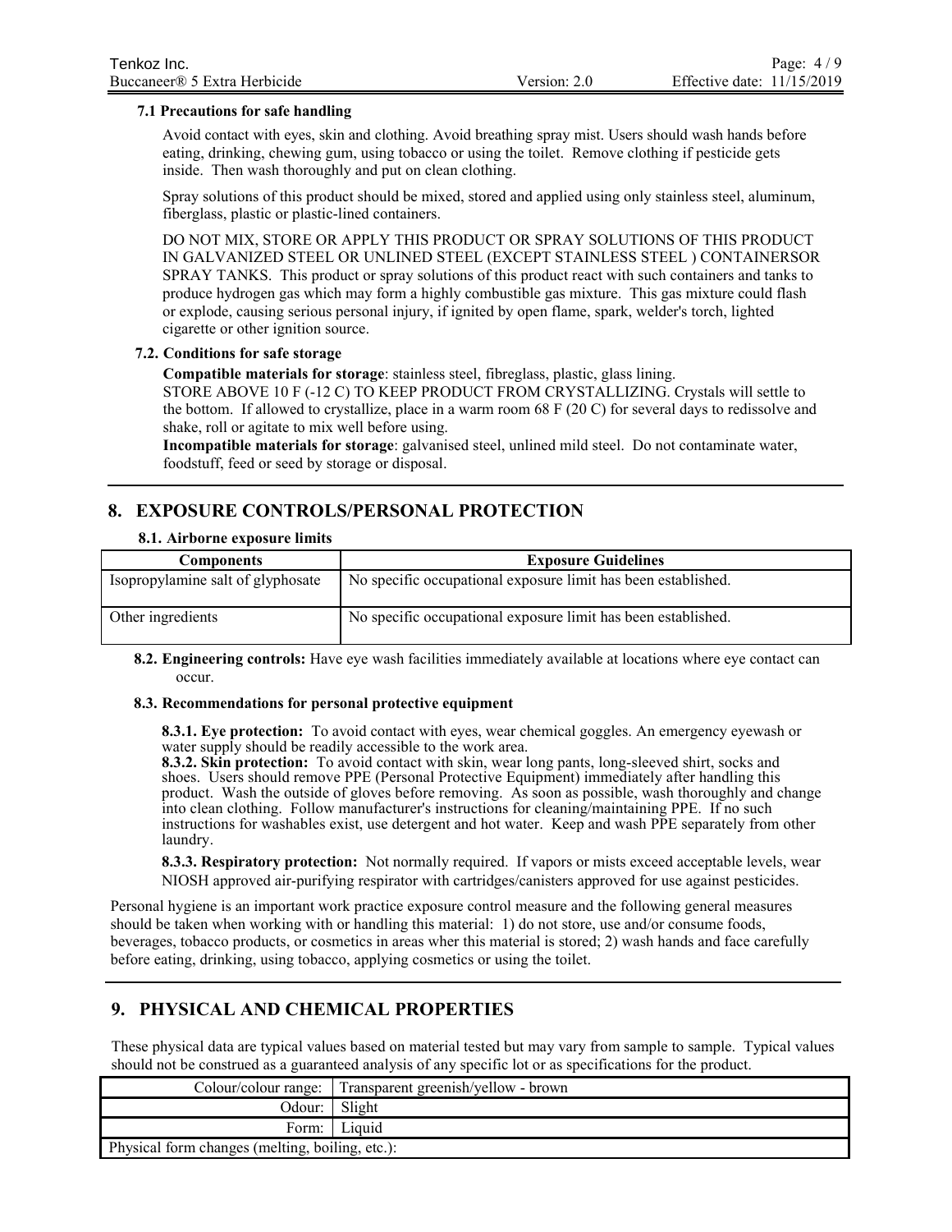### 7.1 Precautions for safe handling

Avoid contact with eyes, skin and clothing. Avoid breathing spray mist. Users should wash hands before eating, drinking, chewing gum, using tobacco or using the toilet. Remove clothing if pesticide gets inside. Then wash thoroughly and put on clean clothing.

Spray solutions of this product should be mixed, stored and applied using only stainless steel, aluminum, fiberglass, plastic or plastic-lined containers.

DO NOT MIX, STORE OR APPLY THIS PRODUCT OR SPRAY SOLUTIONS OF THIS PRODUCT IN GALVANIZED STEEL OR UNLINED STEEL (EXCEPT STAINLESS STEEL ) CONTAINERSOR SPRAY TANKS. This product or spray solutions of this product react with such containers and tanks to produce hydrogen gas which may form a highly combustible gas mixture. This gas mixture could flash or explode, causing serious personal injury, if ignited by open flame, spark, welder's torch, lighted cigarette or other ignition source.

### 7.2. Conditions for safe storage

**Compatible materials for storage**: stainless steel, fibreglass, plastic, glass lining.
STORE ABOVE 10 F (-12 C) TO KEEP PRODUCT FROM CRYSTALLIZING. Crystals will settle to the bottom. If allowed to crystallize, place in a warm room 68 F (20 C) for several days to redissolve and shake, roll or agitate to mix well before using.
**Incompatible materials for storage**: galvanised steel, unlined mild steel. Do not contaminate water, foodstuff, feed or seed by storage or disposal.

## 8. EXPOSURE CONTROLS/PERSONAL PROTECTION

### 8.1. Airborne exposure limits

| Components | Exposure Guidelines |
|---|---|
| Isopropylamine salt of glyphosate | No specific occupational exposure limit has been established. |
| Other ingredients | No specific occupational exposure limit has been established. |

**8.2. Engineering controls:** Have eye wash facilities immediately available at locations where eye contact can occur.

### 8.3. Recommendations for personal protective equipment

**8.3.1. Eye protection:** To avoid contact with eyes, wear chemical goggles. An emergency eyewash or water supply should be readily accessible to the work area.
**8.3.2. Skin protection:** To avoid contact with skin, wear long pants, long-sleeved shirt, socks and shoes. Users should remove PPE (Personal Protective Equipment) immediately after handling this product. Wash the outside of gloves before removing. As soon as possible, wash thoroughly and change into clean clothing. Follow manufacturer's instructions for cleaning/maintaining PPE. If no such instructions for washables exist, use detergent and hot water. Keep and wash PPE separately from other laundry.

**8.3.3. Respiratory protection:** Not normally required. If vapors or mists exceed acceptable levels, wear NIOSH approved air-purifying respirator with cartridges/canisters approved for use against pesticides.

Personal hygiene is an important work practice exposure control measure and the following general measures should be taken when working with or handling this material: 1) do not store, use and/or consume foods, beverages, tobacco products, or cosmetics in areas wher this material is stored; 2) wash hands and face carefully before eating, drinking, using tobacco, applying cosmetics or using the toilet.

## 9. PHYSICAL AND CHEMICAL PROPERTIES

These physical data are typical values based on material tested but may vary from sample to sample. Typical values should not be construed as a guaranteed analysis of any specific lot or as specifications for the product.

| | |
|---|---|
| Colour/colour range: | Transparent greenish/yellow - brown |
| Odour: | Slight |
| Form: | Liquid |
| Physical form changes (melting, boiling, etc.): | |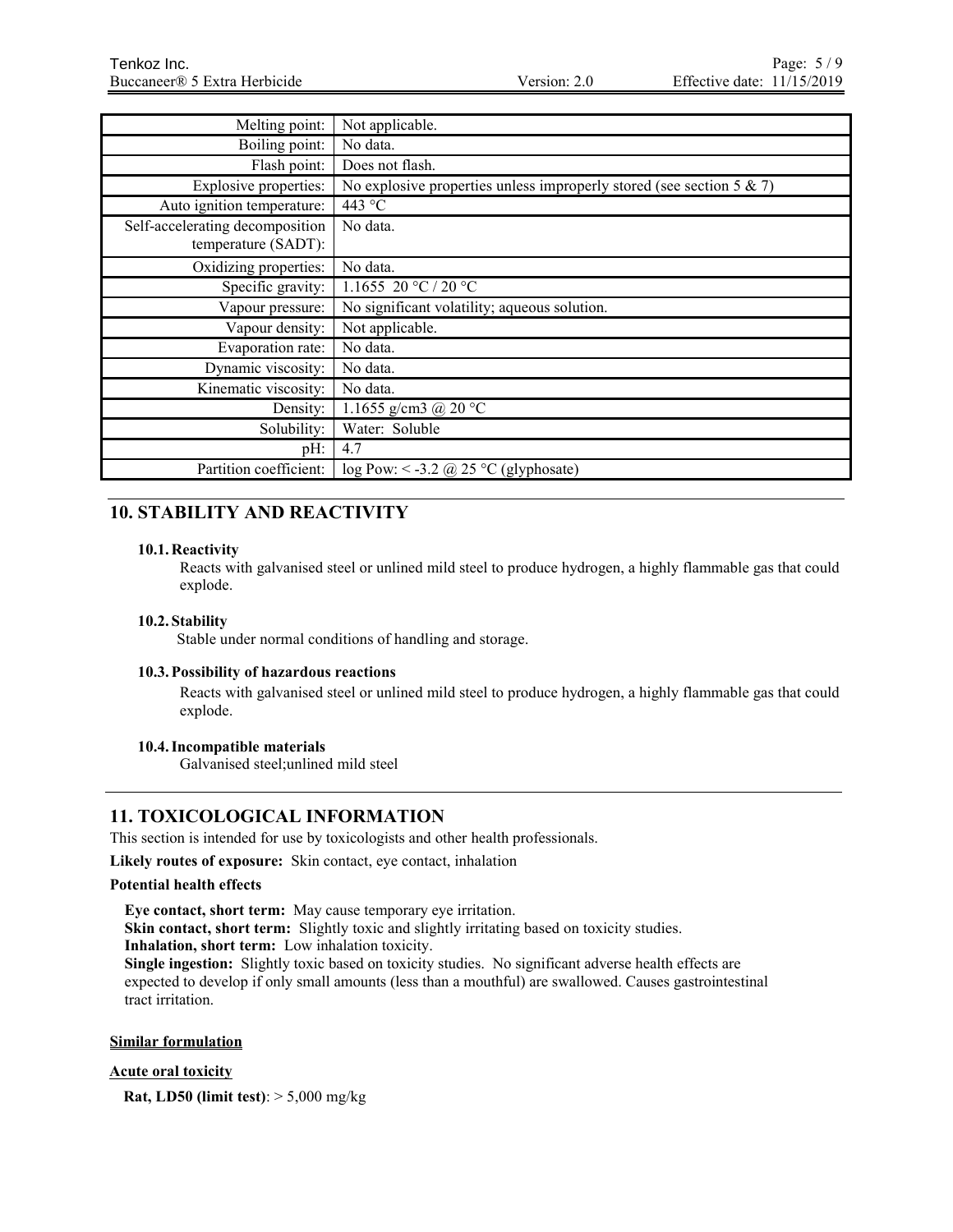| | |
|---|---|
| Melting point: | Not applicable. |
| Boiling point: | No data. |
| Flash point: | Does not flash. |
| Explosive properties: | No explosive properties unless improperly stored (see section 5 & 7) |
| Auto ignition temperature: | 443 °C |
| Self-accelerating decomposition temperature (SADT): | No data. |
| Oxidizing properties: | No data. |
| Specific gravity: | 1.1655 20 °C / 20 °C |
| Vapour pressure: | No significant volatility; aqueous solution. |
| Vapour density: | Not applicable. |
| Evaporation rate: | No data. |
| Dynamic viscosity: | No data. |
| Kinematic viscosity: | No data. |
| Density: | 1.1655 g/cm3 @ 20 °C |
| Solubility: | Water: Soluble |
| pH: | 4.7 |
| Partition coefficient: | log Pow: < -3.2 @ 25 °C (glyphosate) |

## 10. STABILITY AND REACTIVITY

### 10.1. Reactivity

Reacts with galvanised steel or unlined mild steel to produce hydrogen, a highly flammable gas that could explode.

### 10.2. Stability

Stable under normal conditions of handling and storage.

### 10.3. Possibility of hazardous reactions

Reacts with galvanised steel or unlined mild steel to produce hydrogen, a highly flammable gas that could explode.

### 10.4. Incompatible materials

Galvanised steel;unlined mild steel

## 11. TOXICOLOGICAL INFORMATION

This section is intended for use by toxicologists and other health professionals.

**Likely routes of exposure:** Skin contact, eye contact, inhalation

**Potential health effects**

**Eye contact, short term:** May cause temporary eye irritation.
**Skin contact, short term:** Slightly toxic and slightly irritating based on toxicity studies.
**Inhalation, short term:** Low inhalation toxicity.
**Single ingestion:** Slightly toxic based on toxicity studies. No significant adverse health effects are expected to develop if only small amounts (less than a mouthful) are swallowed. Causes gastrointestinal tract irritation.

**Similar formulation**

**Acute oral toxicity**

**Rat, LD50 (limit test)**: > 5,000 mg/kg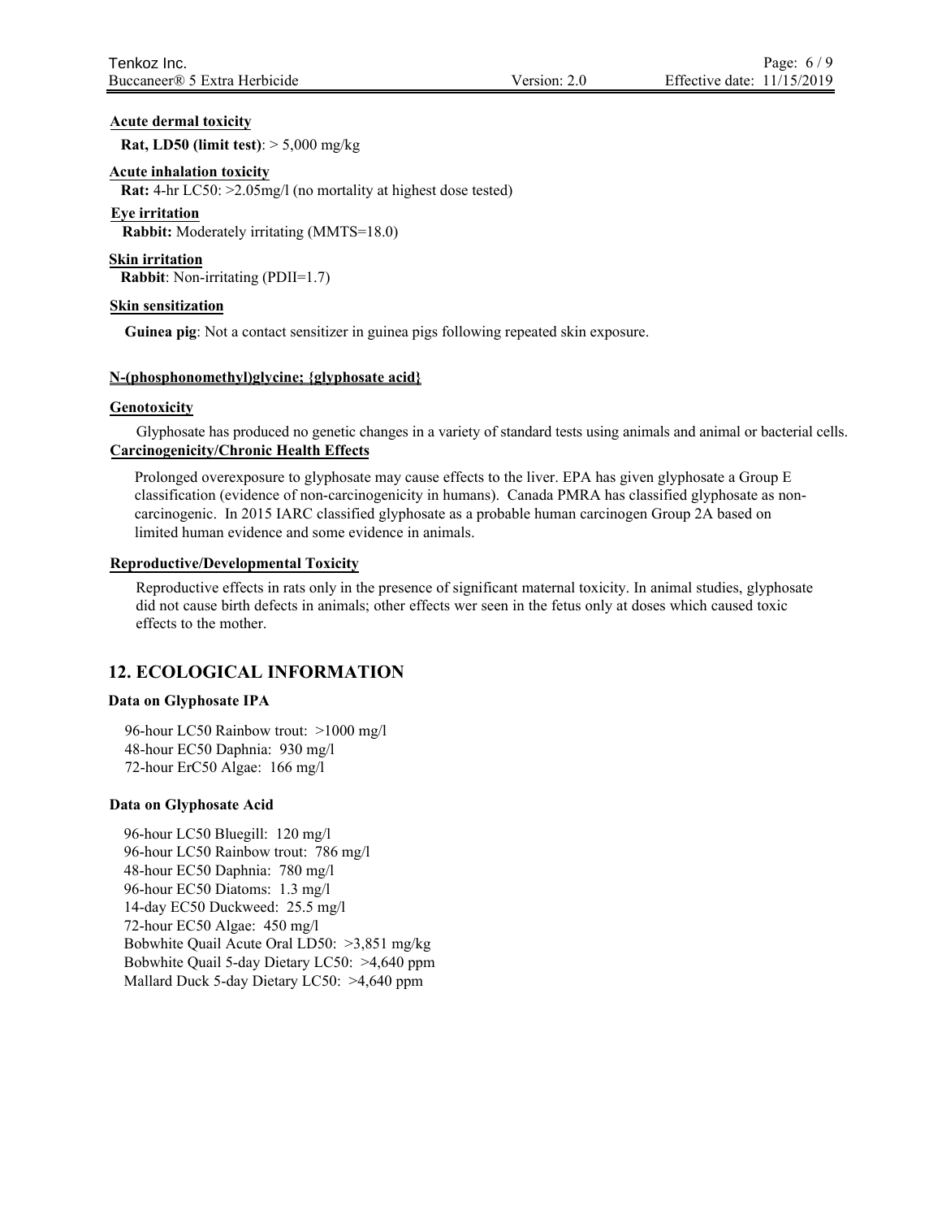**Acute dermal toxicity**

**Rat, LD50 (limit test)**: > 5,000 mg/kg

**Acute inhalation toxicity**

**Rat:** 4-hr LC50: >2.05mg/l (no mortality at highest dose tested)

**Eye irritation**

**Rabbit:** Moderately irritating (MMTS=18.0)

**Skin irritation**

**Rabbit**: Non-irritating (PDII=1.7)

**Skin sensitization**

**Guinea pig**: Not a contact sensitizer in guinea pigs following repeated skin exposure.

**N-(phosphonomethyl)glycine; {glyphosate acid}**

**Genotoxicity**

Glyphosate has produced no genetic changes in a variety of standard tests using animals and animal or bacterial cells.

**Carcinogenicity/Chronic Health Effects**

Prolonged overexposure to glyphosate may cause effects to the liver. EPA has given glyphosate a Group E classification (evidence of non-carcinogenicity in humans). Canada PMRA has classified glyphosate as non-carcinogenic. In 2015 IARC classified glyphosate as a probable human carcinogen Group 2A based on limited human evidence and some evidence in animals.

**Reproductive/Developmental Toxicity**

Reproductive effects in rats only in the presence of significant maternal toxicity. In animal studies, glyphosate did not cause birth defects in animals; other effects wer seen in the fetus only at doses which caused toxic effects to the mother.

## 12. ECOLOGICAL INFORMATION

**Data on Glyphosate IPA**

96-hour LC50 Rainbow trout: >1000 mg/l
48-hour EC50 Daphnia: 930 mg/l
72-hour ErC50 Algae: 166 mg/l

**Data on Glyphosate Acid**

96-hour LC50 Bluegill: 120 mg/l
96-hour LC50 Rainbow trout: 786 mg/l
48-hour EC50 Daphnia: 780 mg/l
96-hour EC50 Diatoms: 1.3 mg/l
14-day EC50 Duckweed: 25.5 mg/l
72-hour EC50 Algae: 450 mg/l
Bobwhite Quail Acute Oral LD50: >3,851 mg/kg
Bobwhite Quail 5-day Dietary LC50: >4,640 ppm
Mallard Duck 5-day Dietary LC50: >4,640 ppm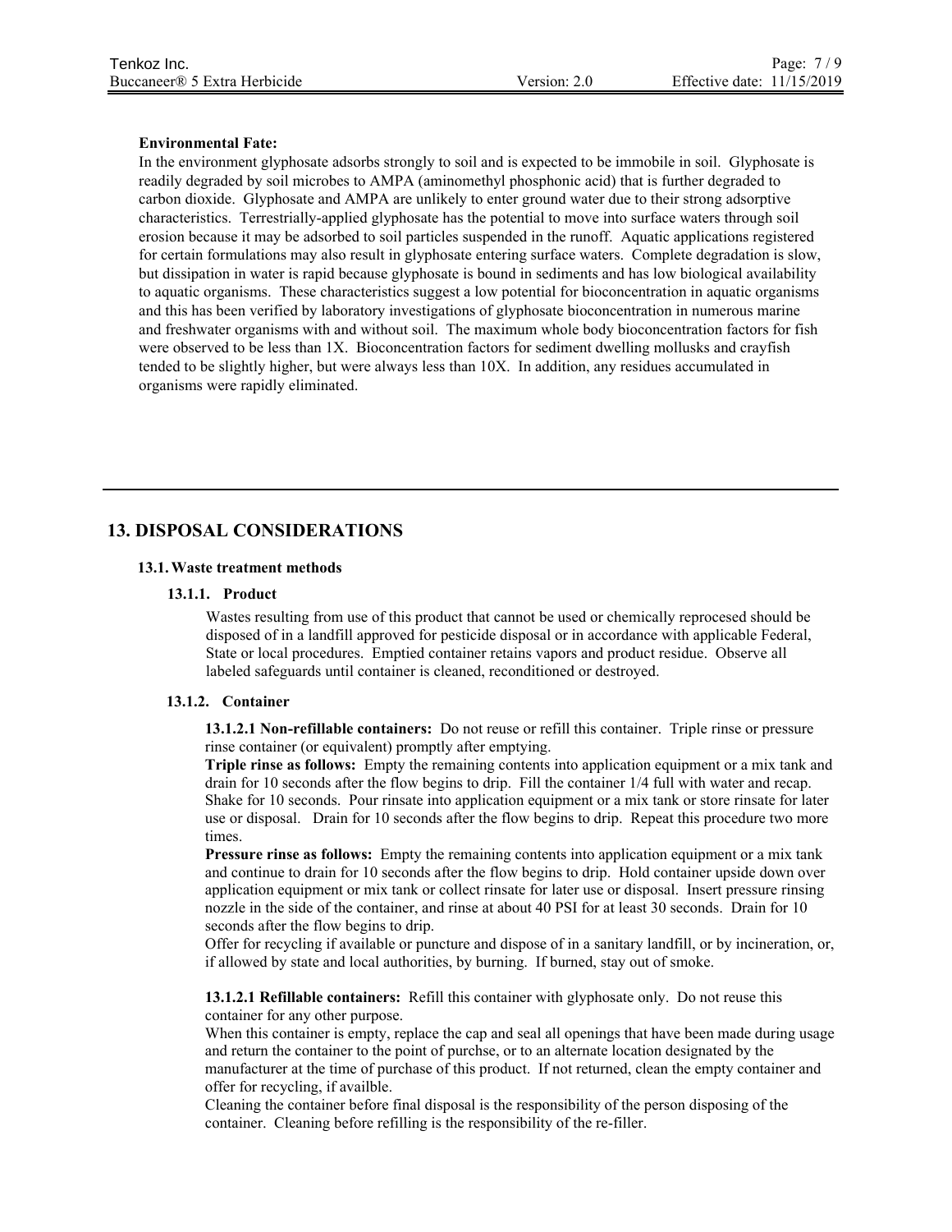**Environmental Fate:**

In the environment glyphosate adsorbs strongly to soil and is expected to be immobile in soil. Glyphosate is readily degraded by soil microbes to AMPA (aminomethyl phosphonic acid) that is further degraded to carbon dioxide. Glyphosate and AMPA are unlikely to enter ground water due to their strong adsorptive characteristics. Terrestrially-applied glyphosate has the potential to move into surface waters through soil erosion because it may be adsorbed to soil particles suspended in the runoff. Aquatic applications registered for certain formulations may also result in glyphosate entering surface waters. Complete degradation is slow, but dissipation in water is rapid because glyphosate is bound in sediments and has low biological availability to aquatic organisms. These characteristics suggest a low potential for bioconcentration in aquatic organisms and this has been verified by laboratory investigations of glyphosate bioconcentration in numerous marine and freshwater organisms with and without soil. The maximum whole body bioconcentration factors for fish were observed to be less than 1X. Bioconcentration factors for sediment dwelling mollusks and crayfish tended to be slightly higher, but were always less than 10X. In addition, any residues accumulated in organisms were rapidly eliminated.

## 13. DISPOSAL CONSIDERATIONS

### 13.1. Waste treatment methods

#### 13.1.1. Product

Wastes resulting from use of this product that cannot be used or chemically reprocesed should be disposed of in a landfill approved for pesticide disposal or in accordance with applicable Federal, State or local procedures. Emptied container retains vapors and product residue. Observe all labeled safeguards until container is cleaned, reconditioned or destroyed.

#### 13.1.2. Container

**13.1.2.1 Non-refillable containers:** Do not reuse or refill this container. Triple rinse or pressure rinse container (or equivalent) promptly after emptying.

**Triple rinse as follows:** Empty the remaining contents into application equipment or a mix tank and drain for 10 seconds after the flow begins to drip. Fill the container 1/4 full with water and recap. Shake for 10 seconds. Pour rinsate into application equipment or a mix tank or store rinsate for later use or disposal. Drain for 10 seconds after the flow begins to drip. Repeat this procedure two more times.

**Pressure rinse as follows:** Empty the remaining contents into application equipment or a mix tank and continue to drain for 10 seconds after the flow begins to drip. Hold container upside down over application equipment or mix tank or collect rinsate for later use or disposal. Insert pressure rinsing nozzle in the side of the container, and rinse at about 40 PSI for at least 30 seconds. Drain for 10 seconds after the flow begins to drip.

Offer for recycling if available or puncture and dispose of in a sanitary landfill, or by incineration, or, if allowed by state and local authorities, by burning. If burned, stay out of smoke.

**13.1.2.1 Refillable containers:** Refill this container with glyphosate only. Do not reuse this container for any other purpose.

When this container is empty, replace the cap and seal all openings that have been made during usage and return the container to the point of purchse, or to an alternate location designated by the manufacturer at the time of purchase of this product. If not returned, clean the empty container and offer for recycling, if availble.

Cleaning the container before final disposal is the responsibility of the person disposing of the container. Cleaning before refilling is the responsibility of the re-filler.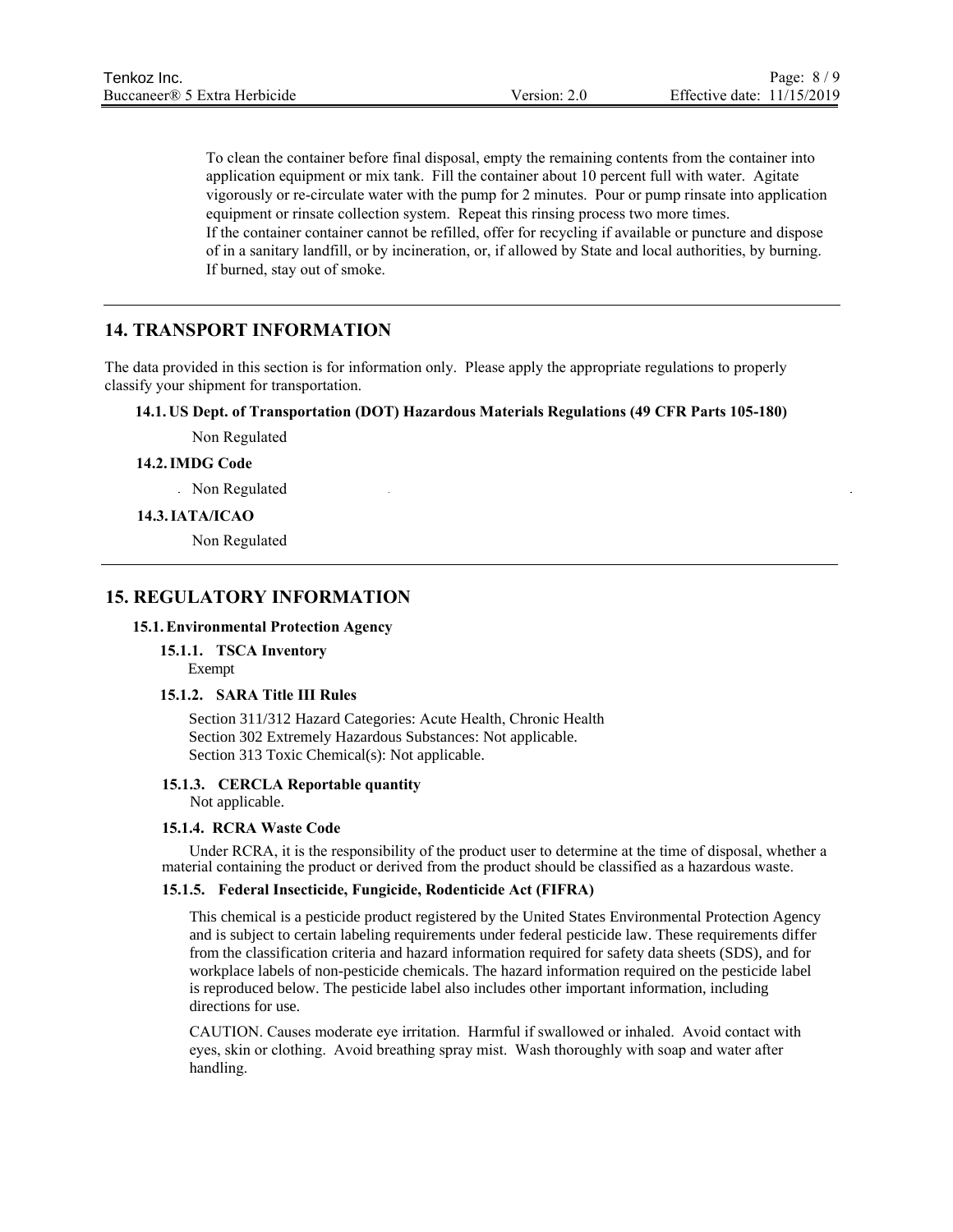To clean the container before final disposal, empty the remaining contents from the container into application equipment or mix tank. Fill the container about 10 percent full with water. Agitate vigorously or re-circulate water with the pump for 2 minutes. Pour or pump rinsate into application equipment or rinsate collection system. Repeat this rinsing process two more times.
If the container container cannot be refilled, offer for recycling if available or puncture and dispose of in a sanitary landfill, or by incineration, or, if allowed by State and local authorities, by burning. If burned, stay out of smoke.

## 14. TRANSPORT INFORMATION

The data provided in this section is for information only. Please apply the appropriate regulations to properly classify your shipment for transportation.

### 14.1. US Dept. of Transportation (DOT) Hazardous Materials Regulations (49 CFR Parts 105-180)

Non Regulated

### 14.2. IMDG Code

Non Regulated

### 14.3. IATA/ICAO

Non Regulated

## 15. REGULATORY INFORMATION

### 15.1. Environmental Protection Agency

#### 15.1.1. TSCA Inventory

Exempt

#### 15.1.2. SARA Title III Rules

Section 311/312 Hazard Categories: Acute Health, Chronic Health
Section 302 Extremely Hazardous Substances: Not applicable.
Section 313 Toxic Chemical(s): Not applicable.

#### 15.1.3. CERCLA Reportable quantity

Not applicable.

#### 15.1.4. RCRA Waste Code

Under RCRA, it is the responsibility of the product user to determine at the time of disposal, whether a material containing the product or derived from the product should be classified as a hazardous waste.

#### 15.1.5. Federal Insecticide, Fungicide, Rodenticide Act (FIFRA)

This chemical is a pesticide product registered by the United States Environmental Protection Agency and is subject to certain labeling requirements under federal pesticide law. These requirements differ from the classification criteria and hazard information required for safety data sheets (SDS), and for workplace labels of non-pesticide chemicals. The hazard information required on the pesticide label is reproduced below. The pesticide label also includes other important information, including directions for use.

CAUTION. Causes moderate eye irritation. Harmful if swallowed or inhaled. Avoid contact with eyes, skin or clothing. Avoid breathing spray mist. Wash thoroughly with soap and water after handling.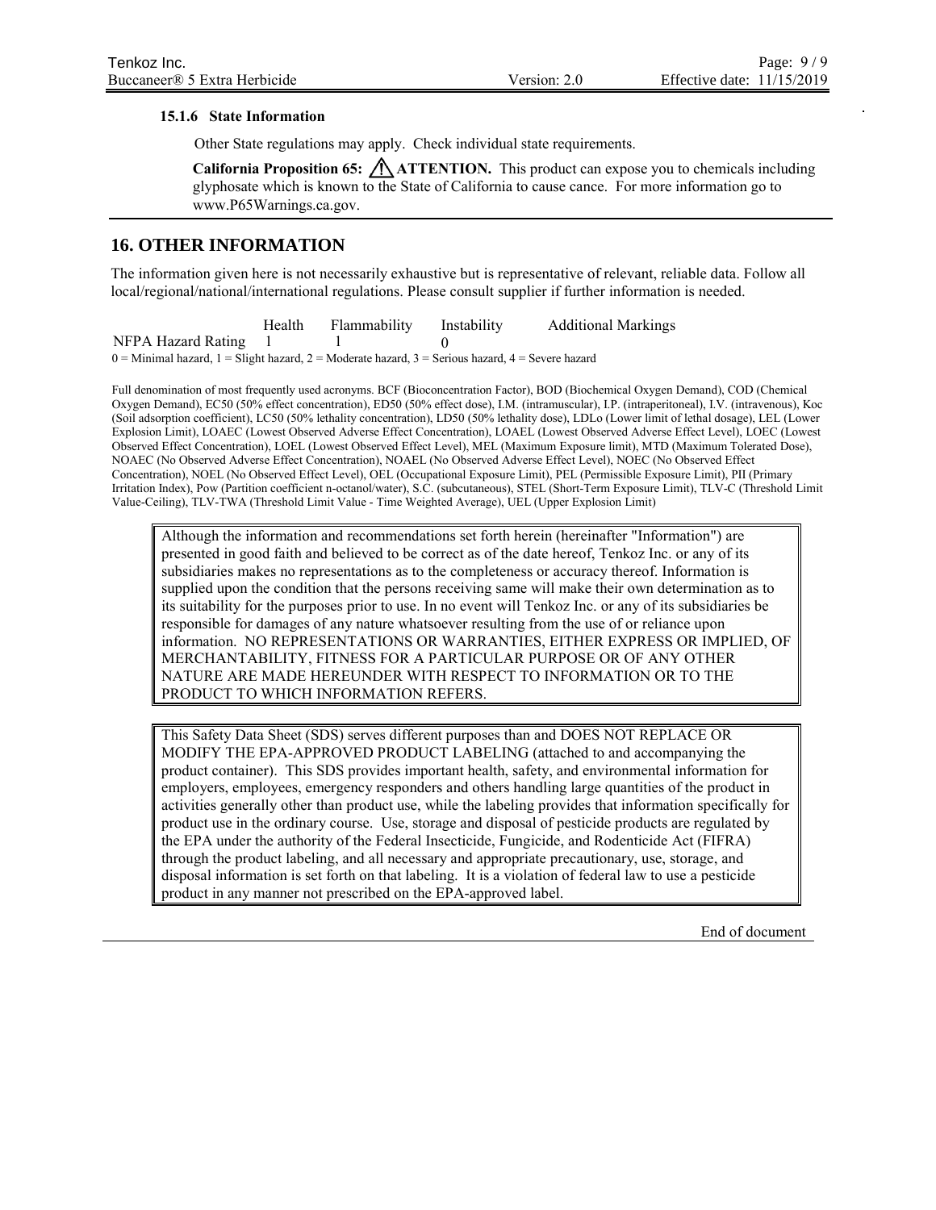#### 15.1.6 State Information

Other State regulations may apply. Check individual state requirements.

**California Proposition 65:** ⚠ **ATTENTION.** This product can expose you to chemicals including glyphosate which is known to the State of California to cause cance. For more information go to www.P65Warnings.ca.gov.

## 16. OTHER INFORMATION

The information given here is not necessarily exhaustive but is representative of relevant, reliable data. Follow all local/regional/national/international regulations. Please consult supplier if further information is needed.

| | Health | Flammability | Instability | Additional Markings |
|---|---|---|---|---|
| NFPA Hazard Rating | 1 | 1 | 0 | |

0 = Minimal hazard, 1 = Slight hazard, 2 = Moderate hazard, 3 = Serious hazard, 4 = Severe hazard

Full denomination of most frequently used acronyms. BCF (Bioconcentration Factor), BOD (Biochemical Oxygen Demand), COD (Chemical Oxygen Demand), EC50 (50% effect concentration), ED50 (50% effect dose), I.M. (intramuscular), I.P. (intraperitoneal), I.V. (intravenous), Koc (Soil adsorption coefficient), LC50 (50% lethality concentration), LD50 (50% lethality dose), LDLo (Lower limit of lethal dosage), LEL (Lower Explosion Limit), LOAEC (Lowest Observed Adverse Effect Concentration), LOAEL (Lowest Observed Adverse Effect Level), LOEC (Lowest Observed Effect Concentration), LOEL (Lowest Observed Effect Level), MEL (Maximum Exposure limit), MTD (Maximum Tolerated Dose), NOAEC (No Observed Adverse Effect Concentration), NOAEL (No Observed Adverse Effect Level), NOEC (No Observed Effect Concentration), NOEL (No Observed Effect Level), OEL (Occupational Exposure Limit), PEL (Permissible Exposure Limit), PII (Primary Irritation Index), Pow (Partition coefficient n-octanol/water), S.C. (subcutaneous), STEL (Short-Term Exposure Limit), TLV-C (Threshold Limit Value-Ceiling), TLV-TWA (Threshold Limit Value - Time Weighted Average), UEL (Upper Explosion Limit)

Although the information and recommendations set forth herein (hereinafter "Information") are presented in good faith and believed to be correct as of the date hereof, Tenkoz Inc. or any of its subsidiaries makes no representations as to the completeness or accuracy thereof. Information is supplied upon the condition that the persons receiving same will make their own determination as to its suitability for the purposes prior to use. In no event will Tenkoz Inc. or any of its subsidiaries be responsible for damages of any nature whatsoever resulting from the use of or reliance upon information. NO REPRESENTATIONS OR WARRANTIES, EITHER EXPRESS OR IMPLIED, OF MERCHANTABILITY, FITNESS FOR A PARTICULAR PURPOSE OR OF ANY OTHER NATURE ARE MADE HEREUNDER WITH RESPECT TO INFORMATION OR TO THE PRODUCT TO WHICH INFORMATION REFERS.

This Safety Data Sheet (SDS) serves different purposes than and DOES NOT REPLACE OR MODIFY THE EPA-APPROVED PRODUCT LABELING (attached to and accompanying the product container). This SDS provides important health, safety, and environmental information for employers, employees, emergency responders and others handling large quantities of the product in activities generally other than product use, while the labeling provides that information specifically for product use in the ordinary course. Use, storage and disposal of pesticide products are regulated by the EPA under the authority of the Federal Insecticide, Fungicide, and Rodenticide Act (FIFRA) through the product labeling, and all necessary and appropriate precautionary, use, storage, and disposal information is set forth on that labeling. It is a violation of federal law to use a pesticide product in any manner not prescribed on the EPA-approved label.

End of document